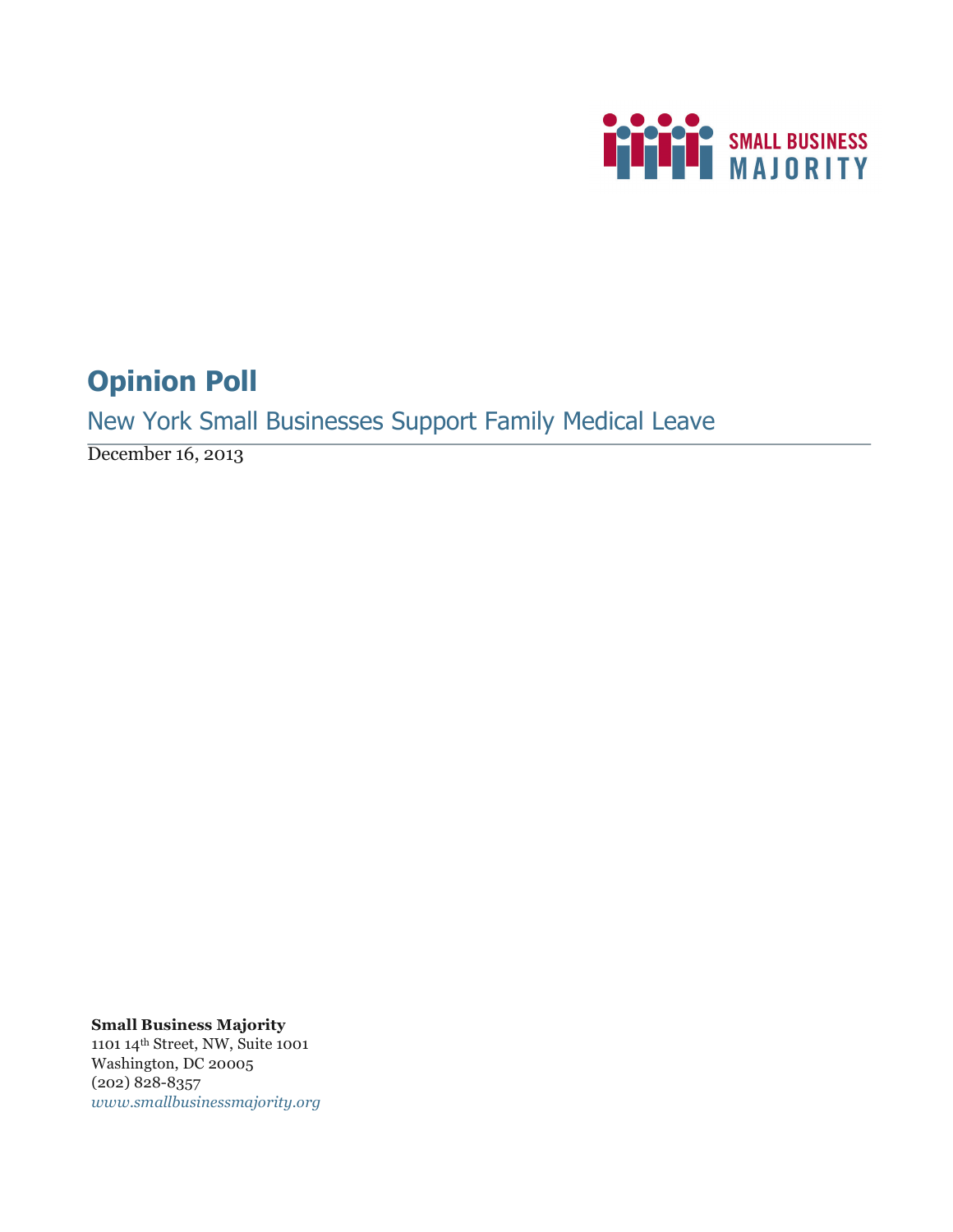SMALL BUSINESS MAJORITY

# Opinion Poll

## New York Small Businesses Support Family Medical Leave

December 16, 2013

**Small Business Majority**
1101 14th Street, NW, Suite 1001
Washington, DC 20005
(202) 828-8357
*www.smallbusinessmajority.org*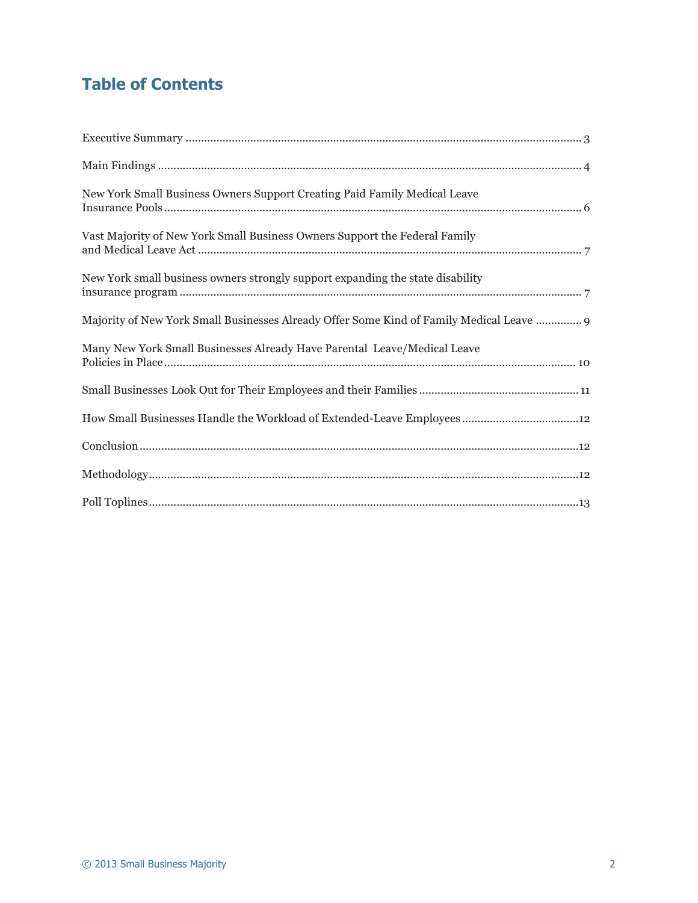## Table of Contents

Executive Summary ........................................................................................................................ 3

Main Findings ................................................................................................................................ 4

New York Small Business Owners Support Creating Paid Family Medical Leave Insurance Pools ........................................................................................................................................ 6

Vast Majority of New York Small Business Owners Support the Federal Family and Medical Leave Act ............................................................................................................................ 7

New York small business owners strongly support expanding the state disability insurance program ............................................................................................................................ 7

Majority of New York Small Businesses Already Offer Some Kind of Family Medical Leave ............... 9

Many New York Small Businesses Already Have Parental Leave/Medical Leave Policies in Place ..................................................................................................................................... 10

Small Businesses Look Out for Their Employees and their Families .................................................... 11

How Small Businesses Handle the Workload of Extended-Leave Employees ...................................... 12

Conclusion ..................................................................................................................................... 12

Methodology .................................................................................................................................. 12

Poll Toplines .................................................................................................................................. 13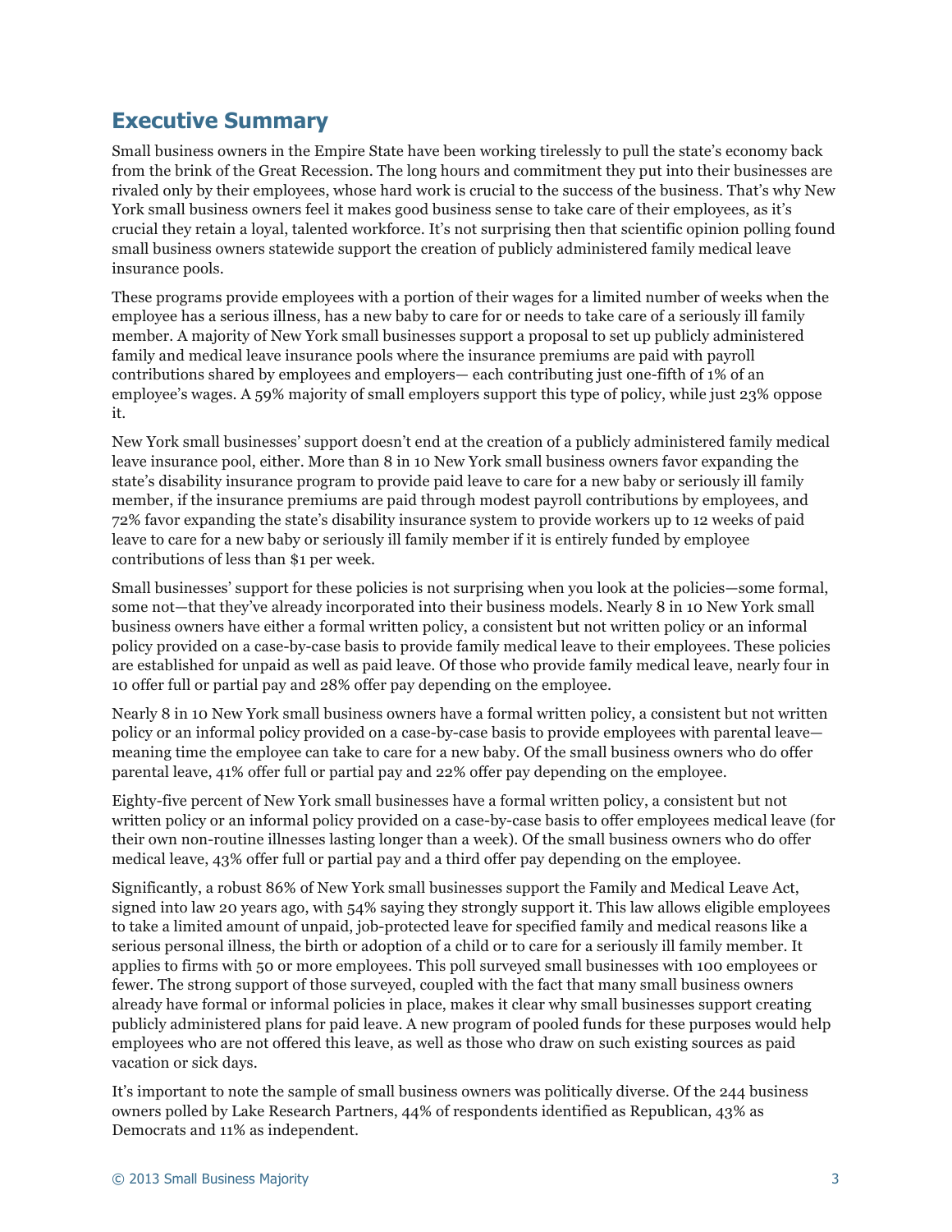## Executive Summary

Small business owners in the Empire State have been working tirelessly to pull the state's economy back from the brink of the Great Recession. The long hours and commitment they put into their businesses are rivaled only by their employees, whose hard work is crucial to the success of the business. That's why New York small business owners feel it makes good business sense to take care of their employees, as it's crucial they retain a loyal, talented workforce. It's not surprising then that scientific opinion polling found small business owners statewide support the creation of publicly administered family medical leave insurance pools.

These programs provide employees with a portion of their wages for a limited number of weeks when the employee has a serious illness, has a new baby to care for or needs to take care of a seriously ill family member. A majority of New York small businesses support a proposal to set up publicly administered family and medical leave insurance pools where the insurance premiums are paid with payroll contributions shared by employees and employers— each contributing just one-fifth of 1% of an employee's wages. A 59% majority of small employers support this type of policy, while just 23% oppose it.

New York small businesses' support doesn't end at the creation of a publicly administered family medical leave insurance pool, either. More than 8 in 10 New York small business owners favor expanding the state's disability insurance program to provide paid leave to care for a new baby or seriously ill family member, if the insurance premiums are paid through modest payroll contributions by employees, and 72% favor expanding the state's disability insurance system to provide workers up to 12 weeks of paid leave to care for a new baby or seriously ill family member if it is entirely funded by employee contributions of less than $1 per week.

Small businesses' support for these policies is not surprising when you look at the policies—some formal, some not—that they've already incorporated into their business models. Nearly 8 in 10 New York small business owners have either a formal written policy, a consistent but not written policy or an informal policy provided on a case-by-case basis to provide family medical leave to their employees. These policies are established for unpaid as well as paid leave. Of those who provide family medical leave, nearly four in 10 offer full or partial pay and 28% offer pay depending on the employee.

Nearly 8 in 10 New York small business owners have a formal written policy, a consistent but not written policy or an informal policy provided on a case-by-case basis to provide employees with parental leave— meaning time the employee can take to care for a new baby. Of the small business owners who do offer parental leave, 41% offer full or partial pay and 22% offer pay depending on the employee.

Eighty-five percent of New York small businesses have a formal written policy, a consistent but not written policy or an informal policy provided on a case-by-case basis to offer employees medical leave (for their own non-routine illnesses lasting longer than a week). Of the small business owners who do offer medical leave, 43% offer full or partial pay and a third offer pay depending on the employee.

Significantly, a robust 86% of New York small businesses support the Family and Medical Leave Act, signed into law 20 years ago, with 54% saying they strongly support it. This law allows eligible employees to take a limited amount of unpaid, job-protected leave for specified family and medical reasons like a serious personal illness, the birth or adoption of a child or to care for a seriously ill family member. It applies to firms with 50 or more employees. This poll surveyed small businesses with 100 employees or fewer. The strong support of those surveyed, coupled with the fact that many small business owners already have formal or informal policies in place, makes it clear why small businesses support creating publicly administered plans for paid leave. A new program of pooled funds for these purposes would help employees who are not offered this leave, as well as those who draw on such existing sources as paid vacation or sick days.

It's important to note the sample of small business owners was politically diverse. Of the 244 business owners polled by Lake Research Partners, 44% of respondents identified as Republican, 43% as Democrats and 11% as independent.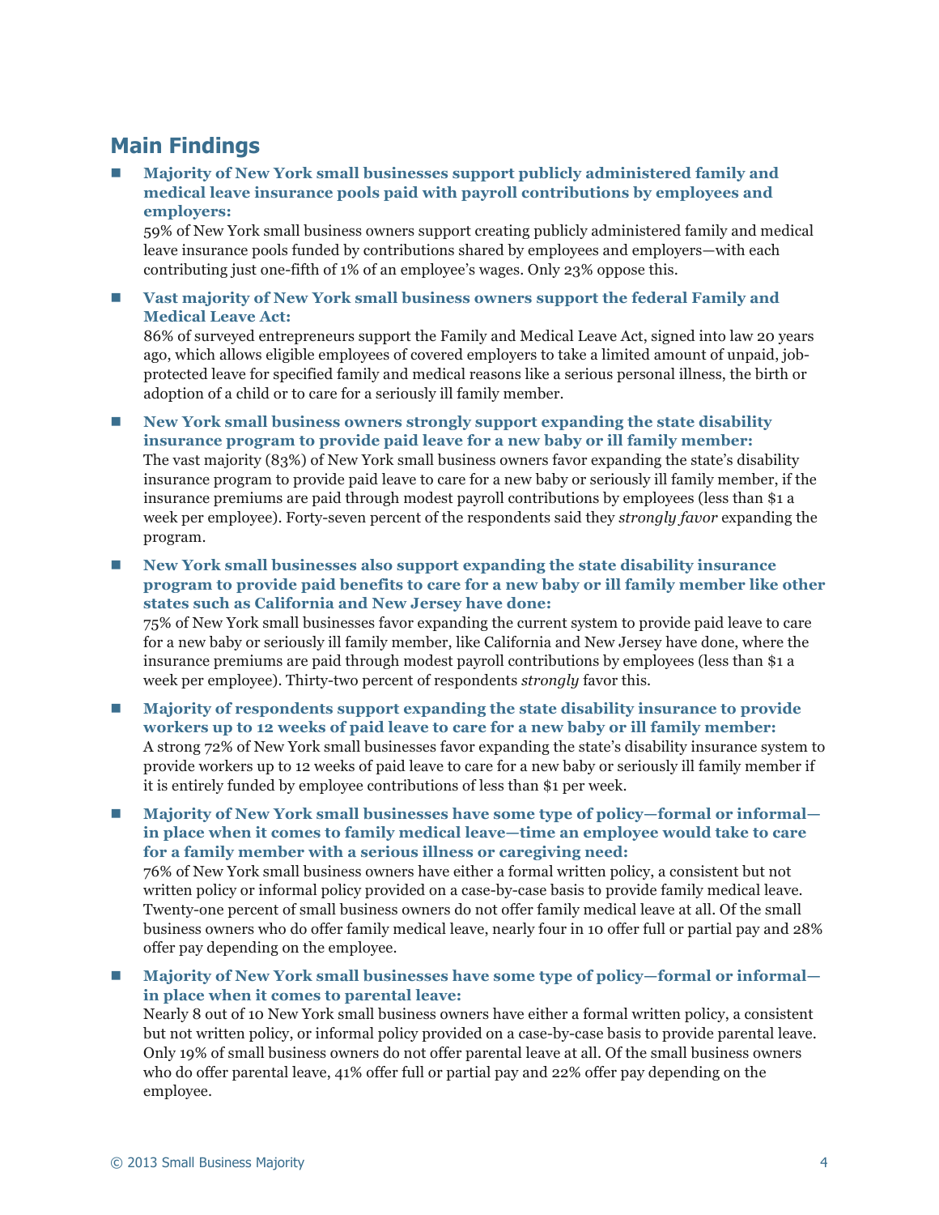## Main Findings

- **Majority of New York small businesses support publicly administered family and medical leave insurance pools paid with payroll contributions by employees and employers:**
  59% of New York small business owners support creating publicly administered family and medical leave insurance pools funded by contributions shared by employees and employers—with each contributing just one-fifth of 1% of an employee's wages. Only 23% oppose this.

- **Vast majority of New York small business owners support the federal Family and Medical Leave Act:**
  86% of surveyed entrepreneurs support the Family and Medical Leave Act, signed into law 20 years ago, which allows eligible employees of covered employers to take a limited amount of unpaid, job-protected leave for specified family and medical reasons like a serious personal illness, the birth or adoption of a child or to care for a seriously ill family member.

- **New York small business owners strongly support expanding the state disability insurance program to provide paid leave for a new baby or ill family member:**
  The vast majority (83%) of New York small business owners favor expanding the state's disability insurance program to provide paid leave to care for a new baby or seriously ill family member, if the insurance premiums are paid through modest payroll contributions by employees (less than $1 a week per employee). Forty-seven percent of the respondents said they *strongly favor* expanding the program.

- **New York small businesses also support expanding the state disability insurance program to provide paid benefits to care for a new baby or ill family member like other states such as California and New Jersey have done:**
  75% of New York small businesses favor expanding the current system to provide paid leave to care for a new baby or seriously ill family member, like California and New Jersey have done, where the insurance premiums are paid through modest payroll contributions by employees (less than $1 a week per employee). Thirty-two percent of respondents *strongly* favor this.

- **Majority of respondents support expanding the state disability insurance to provide workers up to 12 weeks of paid leave to care for a new baby or ill family member:**
  A strong 72% of New York small businesses favor expanding the state's disability insurance system to provide workers up to 12 weeks of paid leave to care for a new baby or seriously ill family member if it is entirely funded by employee contributions of less than $1 per week.

- **Majority of New York small businesses have some type of policy—formal or informal—in place when it comes to family medical leave—time an employee would take to care for a family member with a serious illness or caregiving need:**
  76% of New York small business owners have either a formal written policy, a consistent but not written policy or informal policy provided on a case-by-case basis to provide family medical leave. Twenty-one percent of small business owners do not offer family medical leave at all. Of the small business owners who do offer family medical leave, nearly four in 10 offer full or partial pay and 28% offer pay depending on the employee.

- **Majority of New York small businesses have some type of policy—formal or informal—in place when it comes to parental leave:**
  Nearly 8 out of 10 New York small business owners have either a formal written policy, a consistent but not written policy, or informal policy provided on a case-by-case basis to provide parental leave. Only 19% of small business owners do not offer parental leave at all. Of the small business owners who do offer parental leave, 41% offer full or partial pay and 22% offer pay depending on the employee.

© 2013 Small Business Majority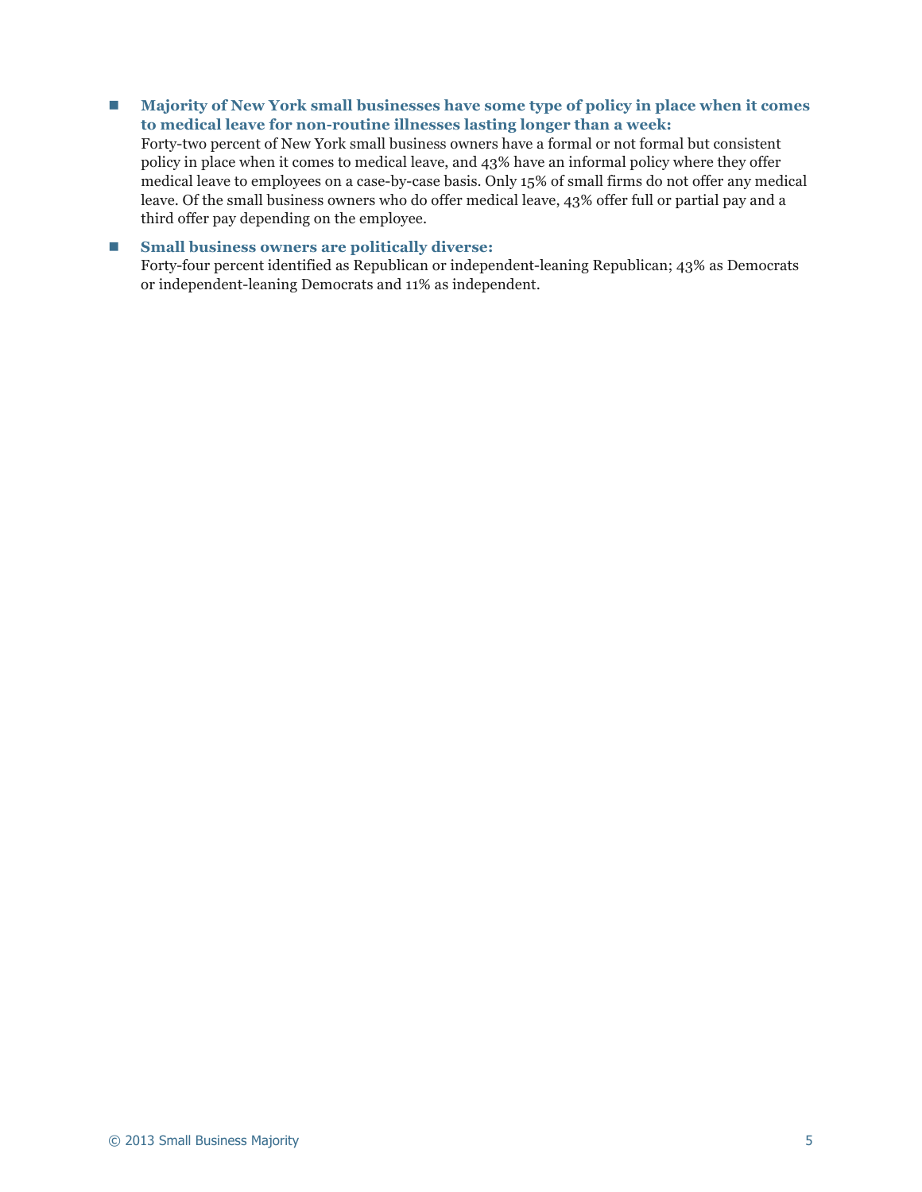- **Majority of New York small businesses have some type of policy in place when it comes to medical leave for non-routine illnesses lasting longer than a week:**
  Forty-two percent of New York small business owners have a formal or not formal but consistent policy in place when it comes to medical leave, and 43% have an informal policy where they offer medical leave to employees on a case-by-case basis. Only 15% of small firms do not offer any medical leave. Of the small business owners who do offer medical leave, 43% offer full or partial pay and a third offer pay depending on the employee.

- **Small business owners are politically diverse:**
  Forty-four percent identified as Republican or independent-leaning Republican; 43% as Democrats or independent-leaning Democrats and 11% as independent.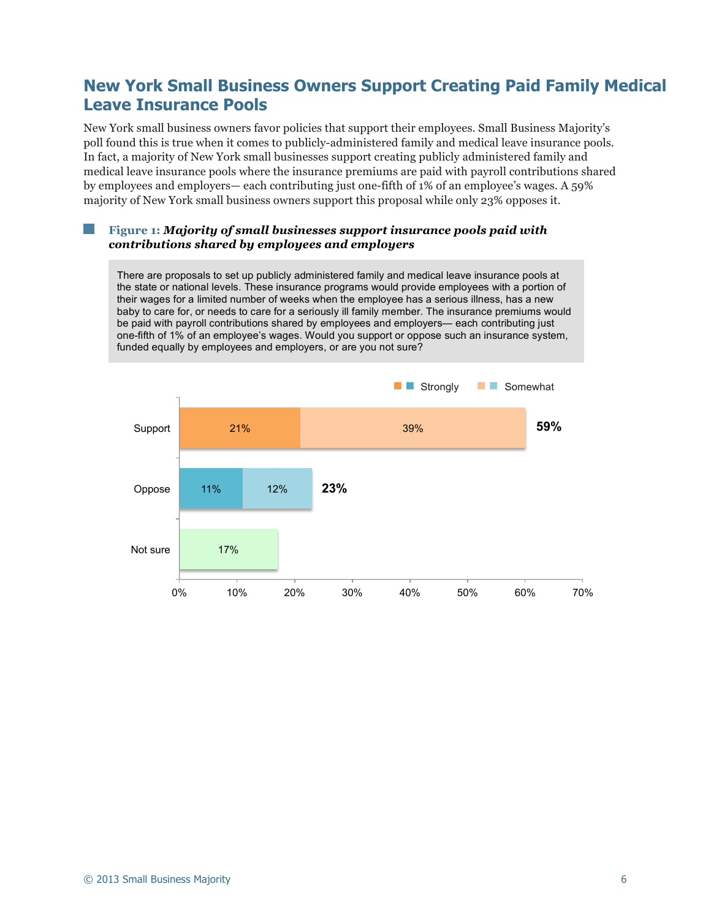## New York Small Business Owners Support Creating Paid Family Medical Leave Insurance Pools

New York small business owners favor policies that support their employees. Small Business Majority's poll found this is true when it comes to publicly-administered family and medical leave insurance pools. In fact, a majority of New York small businesses support creating publicly administered family and medical leave insurance pools where the insurance premiums are paid with payroll contributions shared by employees and employers— each contributing just one-fifth of 1% of an employee's wages. A 59% majority of New York small business owners support this proposal while only 23% opposes it.

**Figure 1:** ***Majority of small businesses support insurance pools paid with contributions shared by employees and employers***

There are proposals to set up publicly administered family and medical leave insurance pools at the state or national levels. These insurance programs would provide employees with a portion of their wages for a limited number of weeks when the employee has a serious illness, has a new baby to care for, or needs to care for a seriously ill family member. The insurance premiums would be paid with payroll contributions shared by employees and employers— each contributing just one-fifth of 1% of an employee's wages. Would you support or oppose such an insurance system, funded equally by employees and employers, or are you not sure?

| | Strongly | Somewhat | Total |
|---|---|---|---|
| Support | 21% | 39% | 59% |
| Oppose | 11% | 12% | 23% |
| Not sure | | | 17% |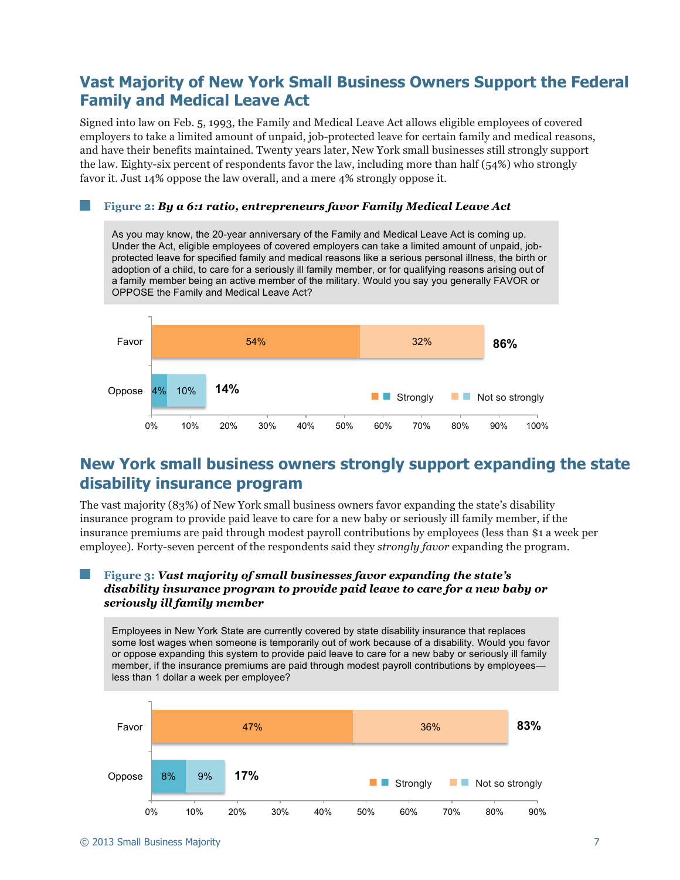## Vast Majority of New York Small Business Owners Support the Federal Family and Medical Leave Act

Signed into law on Feb. 5, 1993, the Family and Medical Leave Act allows eligible employees of covered employers to take a limited amount of unpaid, job-protected leave for certain family and medical reasons, and have their benefits maintained. Twenty years later, New York small businesses still strongly support the law. Eighty-six percent of respondents favor the law, including more than half (54%) who strongly favor it. Just 14% oppose the law overall, and a mere 4% strongly oppose it.

**Figure 2:** ***By a 6:1 ratio, entrepreneurs favor Family Medical Leave Act***

As you may know, the 20-year anniversary of the Family and Medical Leave Act is coming up. Under the Act, eligible employees of covered employers can take a limited amount of unpaid, job-protected leave for specified family and medical reasons like a serious personal illness, the birth or adoption of a child, to care for a seriously ill family member, or for qualifying reasons arising out of a family member being an active member of the military. Would you say you generally FAVOR or OPPOSE the Family and Medical Leave Act?

| | Strongly | Not so strongly | Total |
|---|---|---|---|
| Favor | 54% | 32% | 86% |
| Oppose | 4% | 10% | 14% |

## New York small business owners strongly support expanding the state disability insurance program

The vast majority (83%) of New York small business owners favor expanding the state's disability insurance program to provide paid leave to care for a new baby or seriously ill family member, if the insurance premiums are paid through modest payroll contributions by employees (less than $1 a week per employee). Forty-seven percent of the respondents said they *strongly favor* expanding the program.

**Figure 3:** ***Vast majority of small businesses favor expanding the state's disability insurance program to provide paid leave to care for a new baby or seriously ill family member***

Employees in New York State are currently covered by state disability insurance that replaces some lost wages when someone is temporarily out of work because of a disability. Would you favor or oppose expanding this system to provide paid leave to care for a new baby or seriously ill family member, if the insurance premiums are paid through modest payroll contributions by employees—less than 1 dollar a week per employee?

| | Strongly | Not so strongly | Total |
|---|---|---|---|
| Favor | 47% | 36% | 83% |
| Oppose | 8% | 9% | 17% |

© 2013 Small Business Majority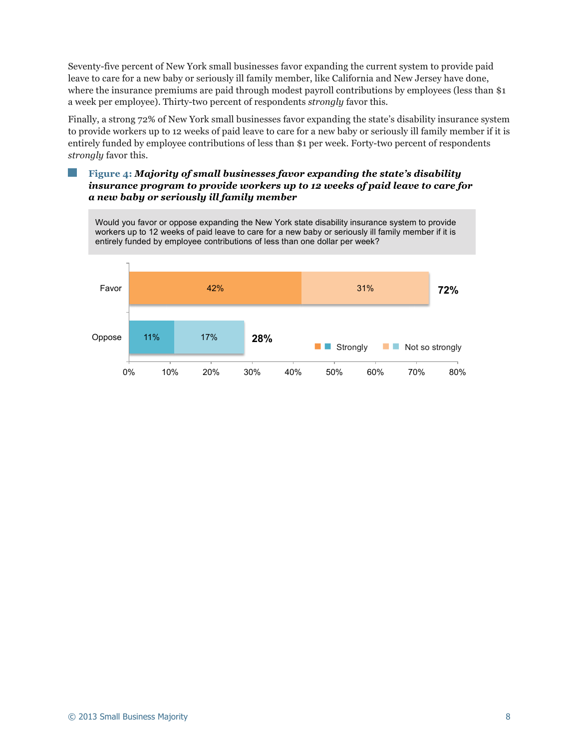Seventy-five percent of New York small businesses favor expanding the current system to provide paid leave to care for a new baby or seriously ill family member, like California and New Jersey have done, where the insurance premiums are paid through modest payroll contributions by employees (less than $1 a week per employee). Thirty-two percent of respondents *strongly* favor this.

Finally, a strong 72% of New York small businesses favor expanding the state's disability insurance system to provide workers up to 12 weeks of paid leave to care for a new baby or seriously ill family member if it is entirely funded by employee contributions of less than $1 per week. Forty-two percent of respondents *strongly* favor this.

**Figure 4:** ***Majority of small businesses favor expanding the state's disability insurance program to provide workers up to 12 weeks of paid leave to care for a new baby or seriously ill family member***

Would you favor or oppose expanding the New York state disability insurance system to provide workers up to 12 weeks of paid leave to care for a new baby or seriously ill family member if it is entirely funded by employee contributions of less than one dollar per week?

| | Strongly | Not so strongly | Total |
|---|---|---|---|
| Favor | 42% | 31% | 72% |
| Oppose | 11% | 17% | 28% |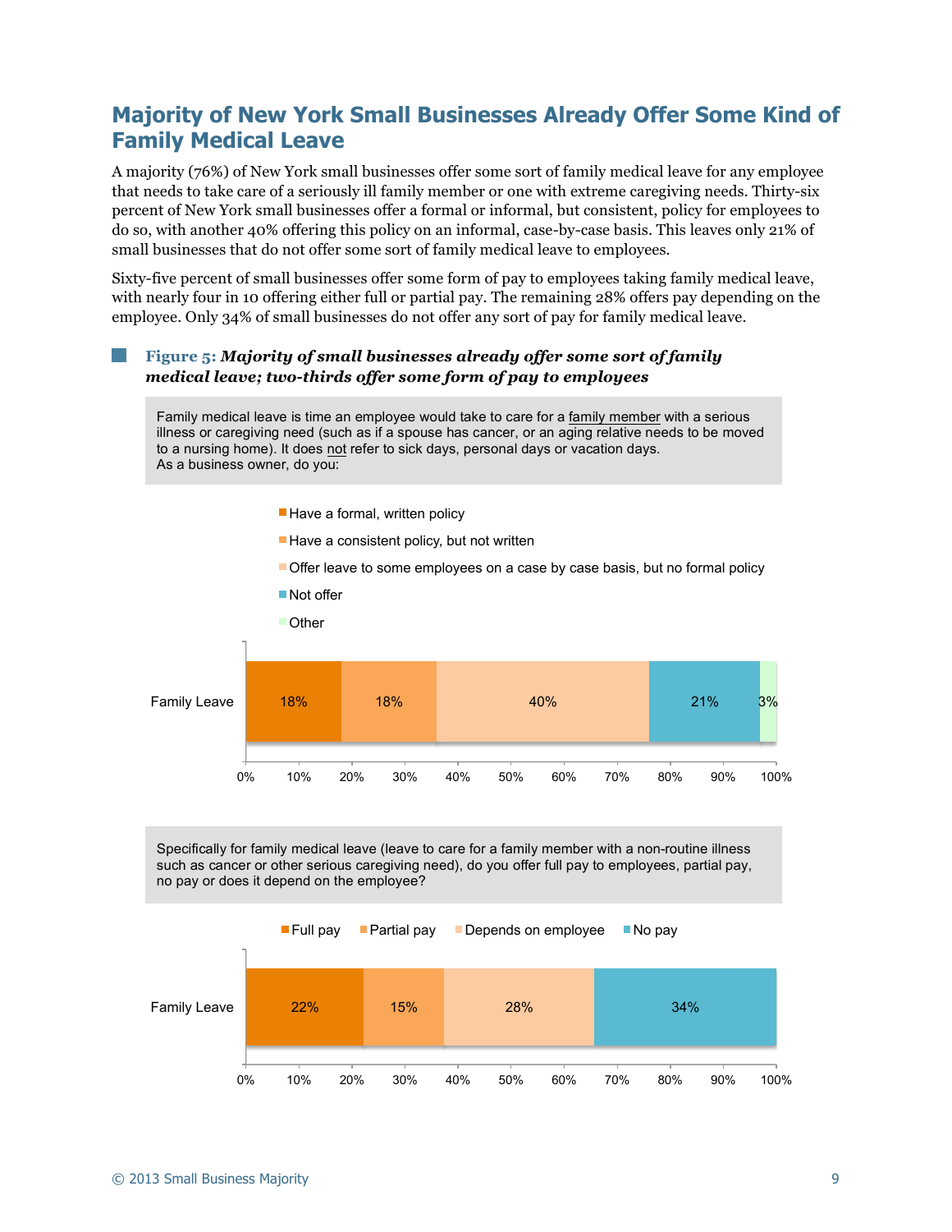## Majority of New York Small Businesses Already Offer Some Kind of Family Medical Leave

A majority (76%) of New York small businesses offer some sort of family medical leave for any employee that needs to take care of a seriously ill family member or one with extreme caregiving needs. Thirty-six percent of New York small businesses offer a formal or informal, but consistent, policy for employees to do so, with another 40% offering this policy on an informal, case-by-case basis. This leaves only 21% of small businesses that do not offer some sort of family medical leave to employees.

Sixty-five percent of small businesses offer some form of pay to employees taking family medical leave, with nearly four in 10 offering either full or partial pay. The remaining 28% offers pay depending on the employee. Only 34% of small businesses do not offer any sort of pay for family medical leave.

**Figure 5:** ***Majority of small businesses already offer some sort of family medical leave; two-thirds offer some form of pay to employees***

Family medical leave is time an employee would take to care for a family member with a serious illness or caregiving need (such as if a spouse has cancer, or an aging relative needs to be moved to a nursing home). It does not refer to sick days, personal days or vacation days.
As a business owner, do you:

| | Have a formal, written policy | Have a consistent policy, but not written | Offer leave to some employees on a case by case basis, but no formal policy | Not offer | Other |
|---|---|---|---|---|---|
| Family Leave | 18% | 18% | 40% | 21% | 3% |

Specifically for family medical leave (leave to care for a family member with a non-routine illness such as cancer or other serious caregiving need), do you offer full pay to employees, partial pay, no pay or does it depend on the employee?

| | Full pay | Partial pay | Depends on employee | No pay |
|---|---|---|---|---|
| Family Leave | 22% | 15% | 28% | 34% |

© 2013 Small Business Majority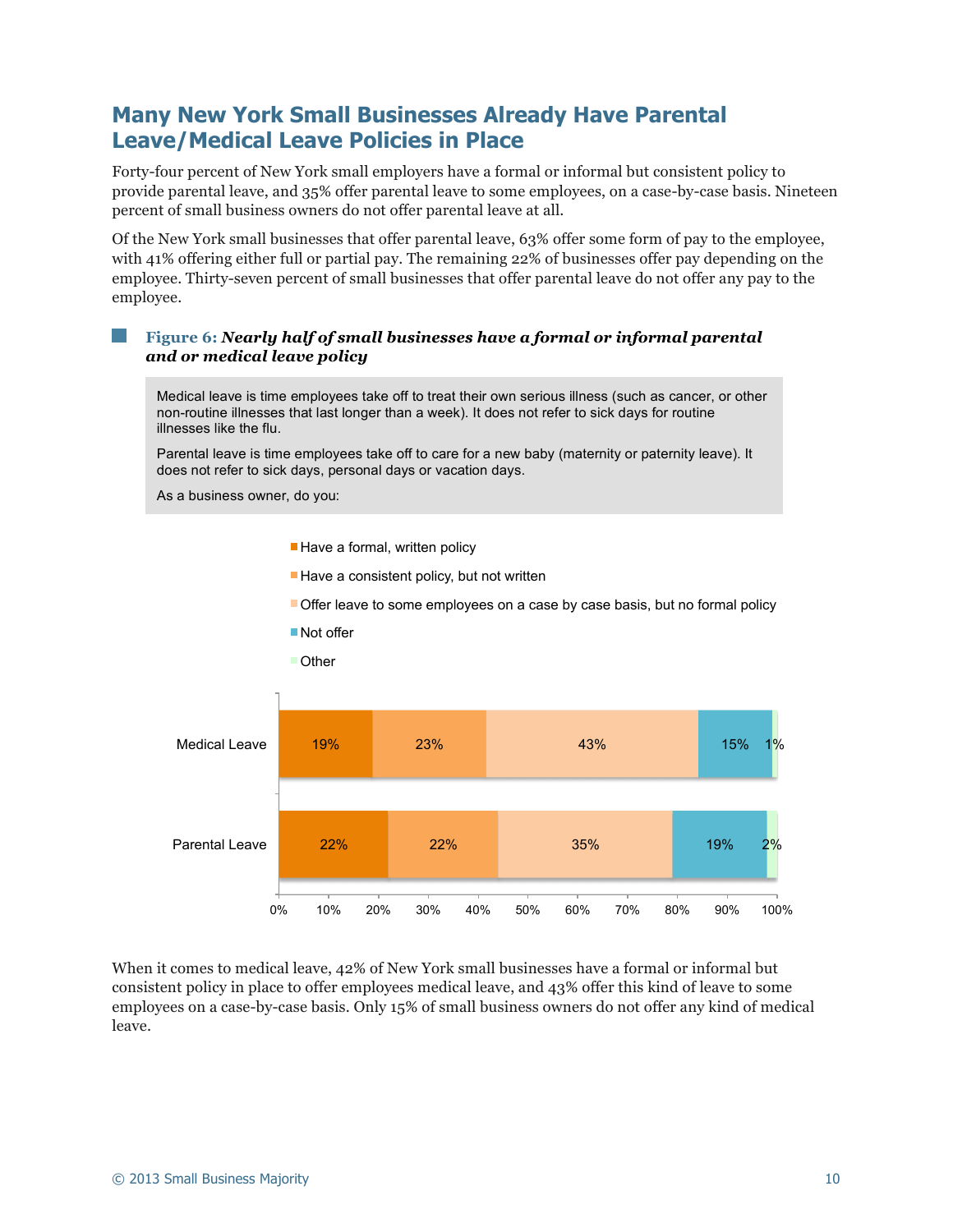## Many New York Small Businesses Already Have Parental Leave/Medical Leave Policies in Place

Forty-four percent of New York small employers have a formal or informal but consistent policy to provide parental leave, and 35% offer parental leave to some employees, on a case-by-case basis. Nineteen percent of small business owners do not offer parental leave at all.

Of the New York small businesses that offer parental leave, 63% offer some form of pay to the employee, with 41% offering either full or partial pay. The remaining 22% of businesses offer pay depending on the employee. Thirty-seven percent of small businesses that offer parental leave do not offer any pay to the employee.

**Figure 6:** ***Nearly half of small businesses have a formal or informal parental and or medical leave policy***

Medical leave is time employees take off to treat their own serious illness (such as cancer, or other non-routine illnesses that last longer than a week). It does not refer to sick days for routine illnesses like the flu.

Parental leave is time employees take off to care for a new baby (maternity or paternity leave). It does not refer to sick days, personal days or vacation days.

As a business owner, do you:

| | Have a formal, written policy | Have a consistent policy, but not written | Offer leave to some employees on a case by case basis, but no formal policy | Not offer | Other |
|---|---|---|---|---|---|
| Medical Leave | 19% | 23% | 43% | 15% | 1% |
| Parental Leave | 22% | 22% | 35% | 19% | 2% |

When it comes to medical leave, 42% of New York small businesses have a formal or informal but consistent policy in place to offer employees medical leave, and 43% offer this kind of leave to some employees on a case-by-case basis. Only 15% of small business owners do not offer any kind of medical leave.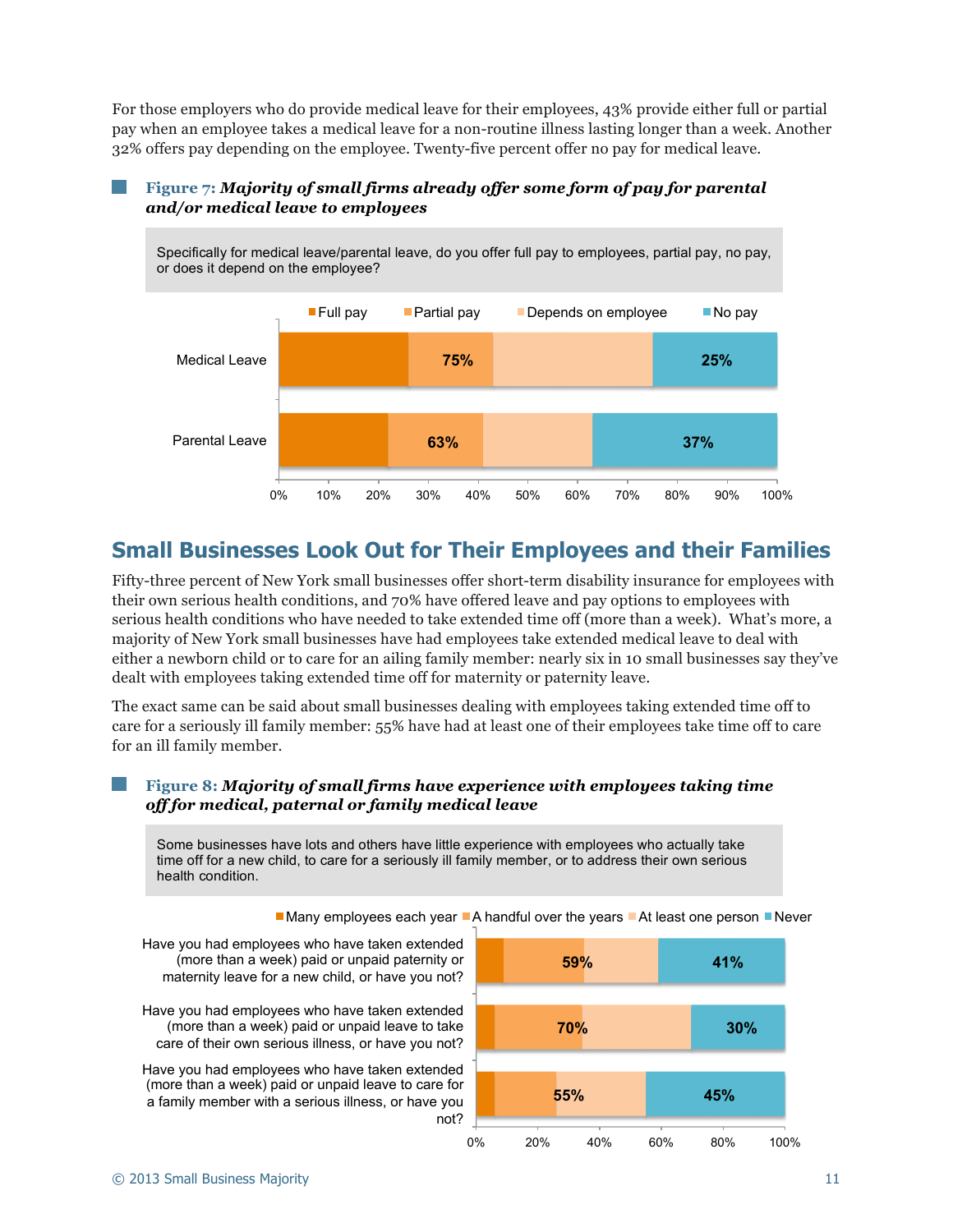For those employers who do provide medical leave for their employees, 43% provide either full or partial pay when an employee takes a medical leave for a non-routine illness lasting longer than a week. Another 32% offers pay depending on the employee. Twenty-five percent offer no pay for medical leave.

**Figure 7:** ***Majority of small firms already offer some form of pay for parental and/or medical leave to employees***

Specifically for medical leave/parental leave, do you offer full pay to employees, partial pay, no pay, or does it depend on the employee?

| | Full pay / Partial pay / Depends on employee | No pay |
|---|---|---|
| Medical Leave | 75% | 25% |
| Parental Leave | 63% | 37% |

## Small Businesses Look Out for Their Employees and their Families

Fifty-three percent of New York small businesses offer short-term disability insurance for employees with their own serious health conditions, and 70% have offered leave and pay options to employees with serious health conditions who have needed to take extended time off (more than a week). What's more, a majority of New York small businesses have had employees take extended medical leave to deal with either a newborn child or to care for an ailing family member: nearly six in 10 small businesses say they've dealt with employees taking extended time off for maternity or paternity leave.

The exact same can be said about small businesses dealing with employees taking extended time off to care for a seriously ill family member: 55% have had at least one of their employees take time off to care for an ill family member.

**Figure 8:** ***Majority of small firms have experience with employees taking time off for medical, paternal or family medical leave***

Some businesses have lots and others have little experience with employees who actually take time off for a new child, to care for a seriously ill family member, or to address their own serious health condition.

| | Many employees each year / A handful over the years / At least one person | Never |
|---|---|---|
| Have you had employees who have taken extended (more than a week) paid or unpaid paternity or maternity leave for a new child, or have you not? | 59% | 41% |
| Have you had employees who have taken extended (more than a week) paid or unpaid leave to take care of their own serious illness, or have you not? | 70% | 30% |
| Have you had employees who have taken extended (more than a week) paid or unpaid leave to care for a family member with a serious illness, or have you not? | 55% | 45% |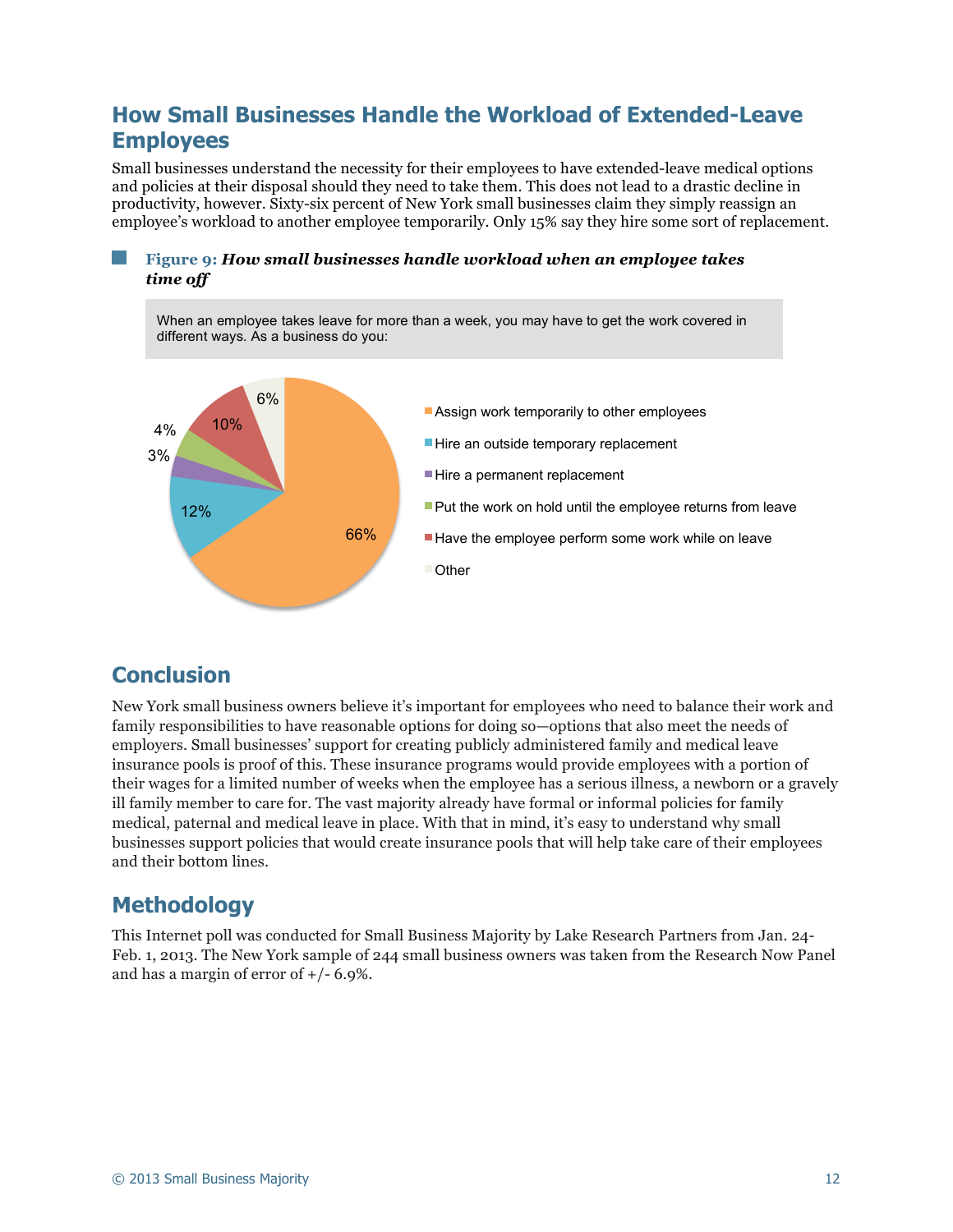## How Small Businesses Handle the Workload of Extended-Leave Employees

Small businesses understand the necessity for their employees to have extended-leave medical options and policies at their disposal should they need to take them. This does not lead to a drastic decline in productivity, however. Sixty-six percent of New York small businesses claim they simply reassign an employee's workload to another employee temporarily. Only 15% say they hire some sort of replacement.

**Figure 9:** ***How small businesses handle workload when an employee takes time off***

When an employee takes leave for more than a week, you may have to get the work covered in different ways. As a business do you:

| Response | Percent |
| --- | --- |
| Assign work temporarily to other employees | 66% |
| Hire an outside temporary replacement | 12% |
| Hire a permanent replacement | 3% |
| Put the work on hold until the employee returns from leave | 4% |
| Have the employee perform some work while on leave | 10% |
| Other | 6% |

## Conclusion

New York small business owners believe it's important for employees who need to balance their work and family responsibilities to have reasonable options for doing so—options that also meet the needs of employers. Small businesses' support for creating publicly administered family and medical leave insurance pools is proof of this. These insurance programs would provide employees with a portion of their wages for a limited number of weeks when the employee has a serious illness, a newborn or a gravely ill family member to care for. The vast majority already have formal or informal policies for family medical, paternal and medical leave in place. With that in mind, it's easy to understand why small businesses support policies that would create insurance pools that will help take care of their employees and their bottom lines.

## Methodology

This Internet poll was conducted for Small Business Majority by Lake Research Partners from Jan. 24-Feb. 1, 2013. The New York sample of 244 small business owners was taken from the Research Now Panel and has a margin of error of +/- 6.9%.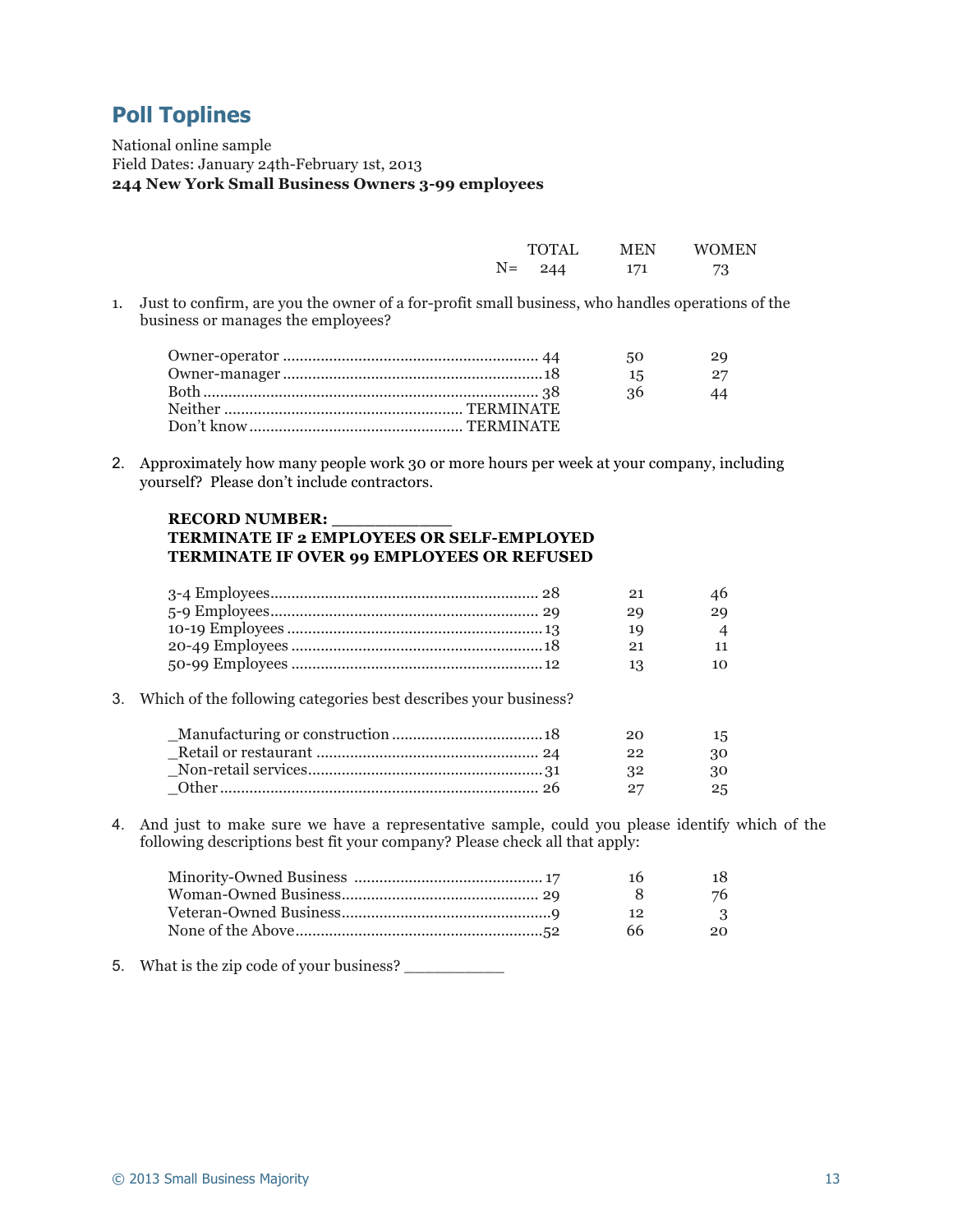## Poll Toplines

National online sample
Field Dates: January 24th-February 1st, 2013
**244 New York Small Business Owners 3-99 employees**

| | TOTAL | MEN | WOMEN |
|---|---|---|---|
| N= | 244 | 171 | 73 |

1. Just to confirm, are you the owner of a for-profit small business, who handles operations of the business or manages the employees?

| | TOTAL | MEN | WOMEN |
|---|---|---|---|
| Owner-operator | 44 | 50 | 29 |
| Owner-manager | 18 | 15 | 27 |
| Both | 38 | 36 | 44 |
| Neither | TERMINATE | | |
| Don't know | TERMINATE | | |

2. Approximately how many people work 30 or more hours per week at your company, including yourself? Please don't include contractors.

**RECORD NUMBER: ___________**
**TERMINATE IF 2 EMPLOYEES OR SELF-EMPLOYED**
**TERMINATE IF OVER 99 EMPLOYEES OR REFUSED**

| | TOTAL | MEN | WOMEN |
|---|---|---|---|
| 3-4 Employees | 28 | 21 | 46 |
| 5-9 Employees | 29 | 29 | 29 |
| 10-19 Employees | 13 | 19 | 4 |
| 20-49 Employees | 18 | 21 | 11 |
| 50-99 Employees | 12 | 13 | 10 |

3. Which of the following categories best describes your business?

| | TOTAL | MEN | WOMEN |
|---|---|---|---|
| _Manufacturing or construction | 18 | 20 | 15 |
| _Retail or restaurant | 24 | 22 | 30 |
| _Non-retail services | 31 | 32 | 30 |
| _Other | 26 | 27 | 25 |

4. And just to make sure we have a representative sample, could you please identify which of the following descriptions best fit your company? Please check all that apply:

| | TOTAL | MEN | WOMEN |
|---|---|---|---|
| Minority-Owned Business | 17 | 16 | 18 |
| Woman-Owned Business | 29 | 8 | 76 |
| Veteran-Owned Business | 9 | 12 | 3 |
| None of the Above | 52 | 66 | 20 |

5. What is the zip code of your business? ___________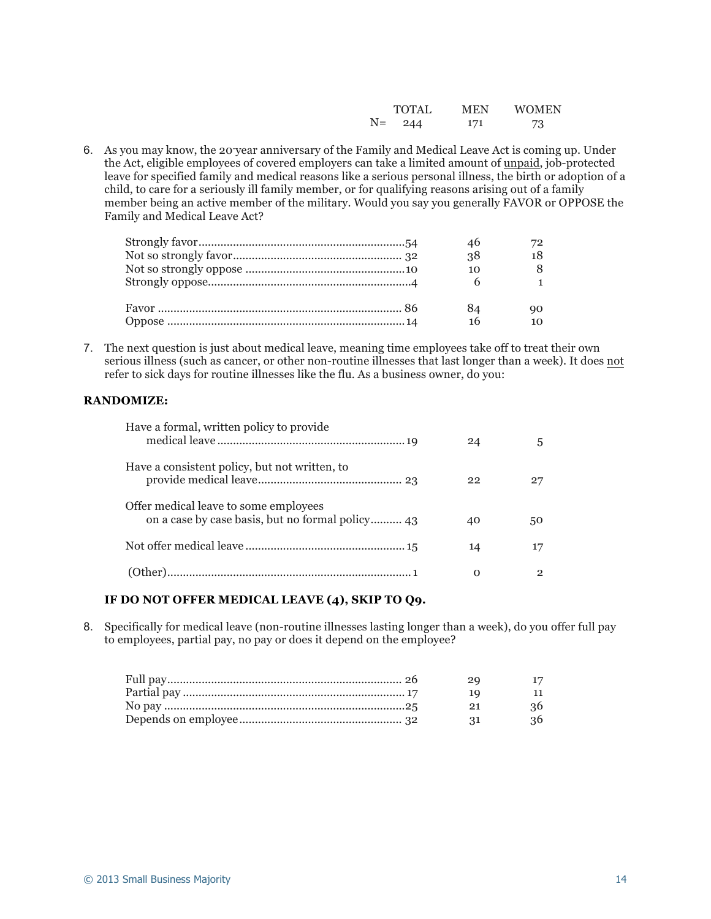| | TOTAL | MEN | WOMEN |
|---|---|---|---|
| N= | 244 | 171 | 73 |

6. As you may know, the 20-year anniversary of the Family and Medical Leave Act is coming up. Under the Act, eligible employees of covered employers can take a limited amount of unpaid, job-protected leave for specified family and medical reasons like a serious personal illness, the birth or adoption of a child, to care for a seriously ill family member, or for qualifying reasons arising out of a family member being an active member of the military. Would you say you generally FAVOR or OPPOSE the Family and Medical Leave Act?

| | TOTAL | MEN | WOMEN |
|---|---|---|---|
| Strongly favor | 54 | 46 | 72 |
| Not so strongly favor | 32 | 38 | 18 |
| Not so strongly oppose | 10 | 10 | 8 |
| Strongly oppose | 4 | 6 | 1 |
| Favor | 86 | 84 | 90 |
| Oppose | 14 | 16 | 10 |

7. The next question is just about medical leave, meaning time employees take off to treat their own serious illness (such as cancer, or other non-routine illnesses that last longer than a week). It does not refer to sick days for routine illnesses like the flu. As a business owner, do you:

**RANDOMIZE:**

| | TOTAL | MEN | WOMEN |
|---|---|---|---|
| Have a formal, written policy to provide medical leave | 19 | 24 | 5 |
| Have a consistent policy, but not written, to provide medical leave | 23 | 22 | 27 |
| Offer medical leave to some employees on a case by case basis, but no formal policy | 43 | 40 | 50 |
| Not offer medical leave | 15 | 14 | 17 |
| (Other) | 1 | 0 | 2 |

**IF DO NOT OFFER MEDICAL LEAVE (4), SKIP TO Q9.**

8. Specifically for medical leave (non-routine illnesses lasting longer than a week), do you offer full pay to employees, partial pay, no pay or does it depend on the employee?

| | TOTAL | MEN | WOMEN |
|---|---|---|---|
| Full pay | 26 | 29 | 17 |
| Partial pay | 17 | 19 | 11 |
| No pay | 25 | 21 | 36 |
| Depends on employee | 32 | 31 | 36 |

© 2013 Small Business Majority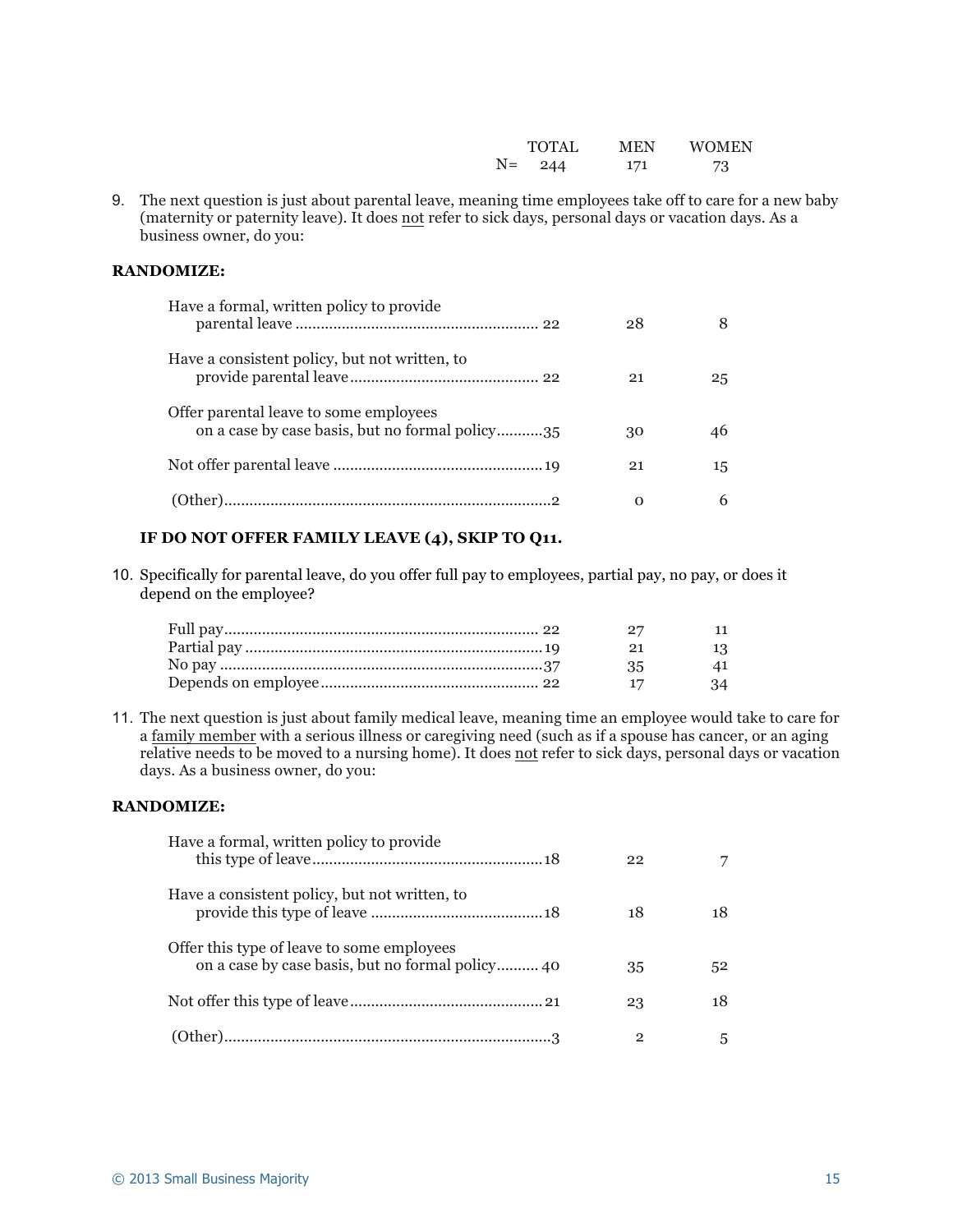| | TOTAL | MEN | WOMEN |
|---|---|---|---|
| N= | 244 | 171 | 73 |

9. The next question is just about parental leave, meaning time employees take off to care for a new baby (maternity or paternity leave). It does not refer to sick days, personal days or vacation days. As a business owner, do you:

**RANDOMIZE:**

| | TOTAL | MEN | WOMEN |
|---|---|---|---|
| Have a formal, written policy to provide parental leave | 22 | 28 | 8 |
| Have a consistent policy, but not written, to provide parental leave | 22 | 21 | 25 |
| Offer parental leave to some employees on a case by case basis, but no formal policy | 35 | 30 | 46 |
| Not offer parental leave | 19 | 21 | 15 |
| (Other) | 2 | 0 | 6 |

**IF DO NOT OFFER FAMILY LEAVE (4), SKIP TO Q11.**

10. Specifically for parental leave, do you offer full pay to employees, partial pay, no pay, or does it depend on the employee?

| | TOTAL | MEN | WOMEN |
|---|---|---|---|
| Full pay | 22 | 27 | 11 |
| Partial pay | 19 | 21 | 13 |
| No pay | 37 | 35 | 41 |
| Depends on employee | 22 | 17 | 34 |

11. The next question is just about family medical leave, meaning time an employee would take to care for a family member with a serious illness or caregiving need (such as if a spouse has cancer, or an aging relative needs to be moved to a nursing home). It does not refer to sick days, personal days or vacation days. As a business owner, do you:

**RANDOMIZE:**

| | TOTAL | MEN | WOMEN |
|---|---|---|---|
| Have a formal, written policy to provide this type of leave | 18 | 22 | 7 |
| Have a consistent policy, but not written, to provide this type of leave | 18 | 18 | 18 |
| Offer this type of leave to some employees on a case by case basis, but no formal policy | 40 | 35 | 52 |
| Not offer this type of leave | 21 | 23 | 18 |
| (Other) | 3 | 2 | 5 |

© 2013 Small Business Majority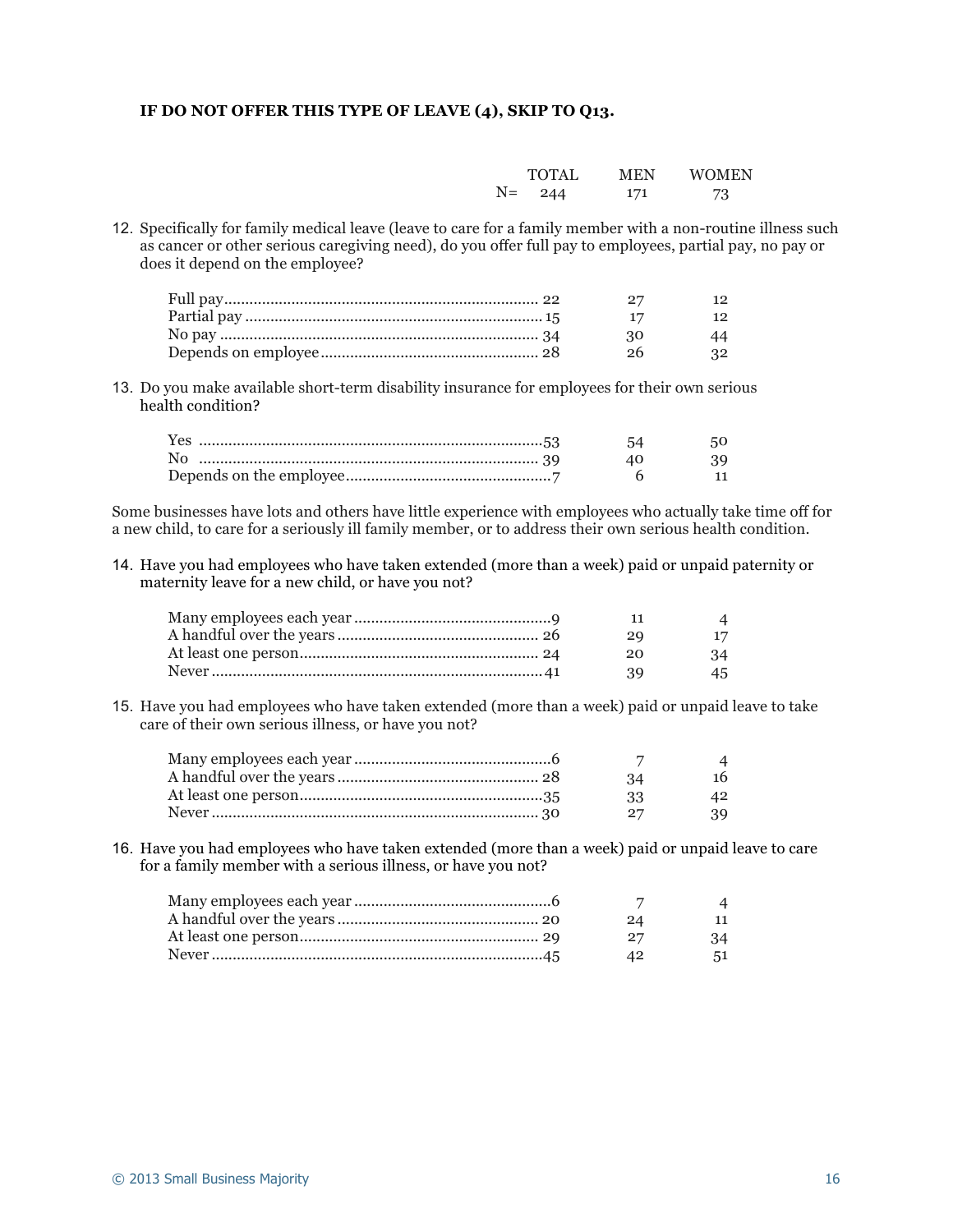**IF DO NOT OFFER THIS TYPE OF LEAVE (4), SKIP TO Q13.**

| | TOTAL | MEN | WOMEN |
|---|---|---|---|
| N= | 244 | 171 | 73 |

12. Specifically for family medical leave (leave to care for a family member with a non-routine illness such as cancer or other serious caregiving need), do you offer full pay to employees, partial pay, no pay or does it depend on the employee?

| | TOTAL | MEN | WOMEN |
|---|---|---|---|
| Full pay | 22 | 27 | 12 |
| Partial pay | 15 | 17 | 12 |
| No pay | 34 | 30 | 44 |
| Depends on employee | 28 | 26 | 32 |

13. Do you make available short-term disability insurance for employees for their own serious health condition?

| | TOTAL | MEN | WOMEN |
|---|---|---|---|
| Yes | 53 | 54 | 50 |
| No | 39 | 40 | 39 |
| Depends on the employee | 7 | 6 | 11 |

Some businesses have lots and others have little experience with employees who actually take time off for a new child, to care for a seriously ill family member, or to address their own serious health condition.

14. Have you had employees who have taken extended (more than a week) paid or unpaid paternity or maternity leave for a new child, or have you not?

| | TOTAL | MEN | WOMEN |
|---|---|---|---|
| Many employees each year | 9 | 11 | 4 |
| A handful over the years | 26 | 29 | 17 |
| At least one person | 24 | 20 | 34 |
| Never | 41 | 39 | 45 |

15. Have you had employees who have taken extended (more than a week) paid or unpaid leave to take care of their own serious illness, or have you not?

| | TOTAL | MEN | WOMEN |
|---|---|---|---|
| Many employees each year | 6 | 7 | 4 |
| A handful over the years | 28 | 34 | 16 |
| At least one person | 35 | 33 | 42 |
| Never | 30 | 27 | 39 |

16. Have you had employees who have taken extended (more than a week) paid or unpaid leave to care for a family member with a serious illness, or have you not?

| | TOTAL | MEN | WOMEN |
|---|---|---|---|
| Many employees each year | 6 | 7 | 4 |
| A handful over the years | 20 | 24 | 11 |
| At least one person | 29 | 27 | 34 |
| Never | 45 | 42 | 51 |

© 2013 Small Business Majority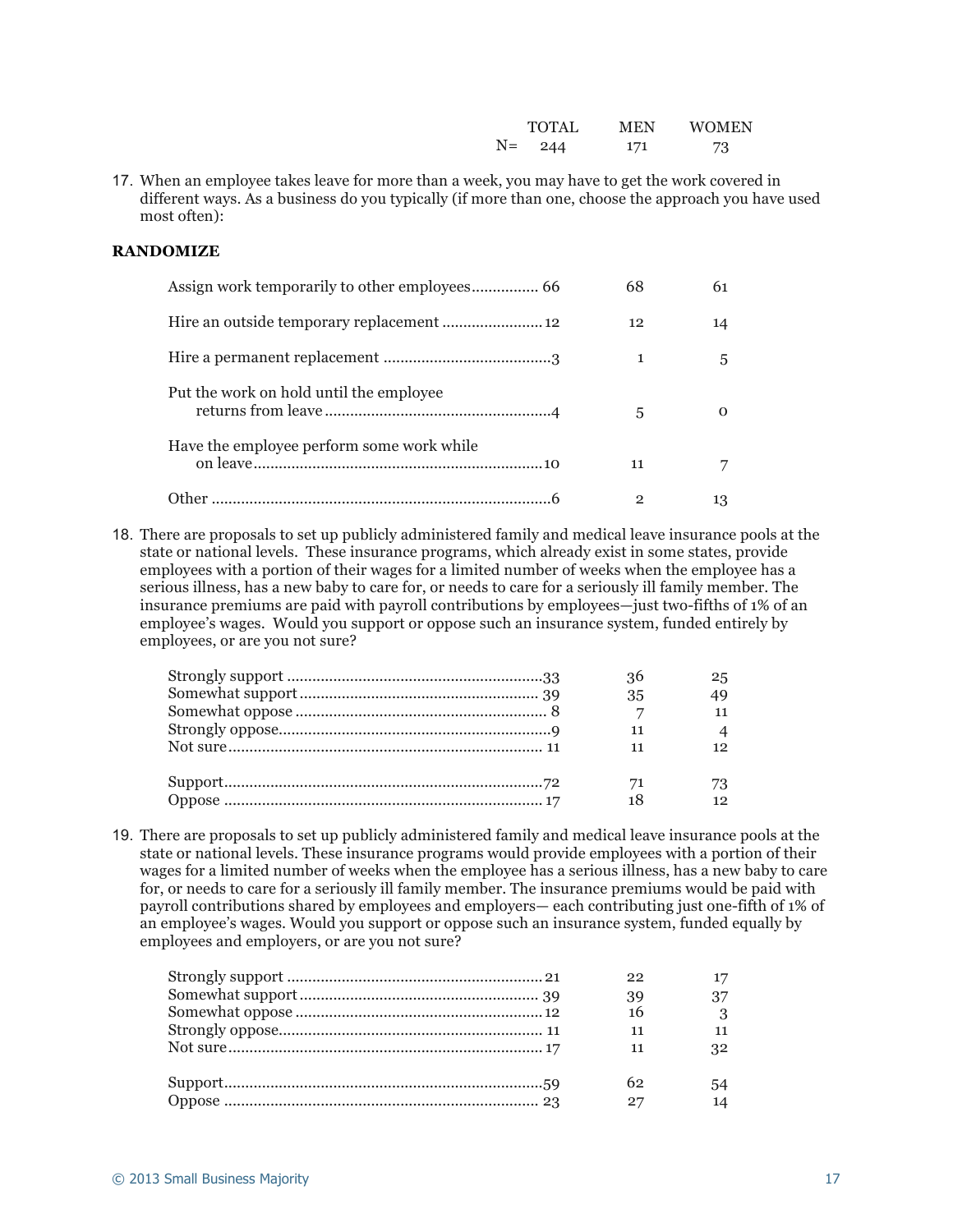| | TOTAL | MEN | WOMEN |
|---|---|---|---|
| N= | 244 | 171 | 73 |

17. When an employee takes leave for more than a week, you may have to get the work covered in different ways. As a business do you typically (if more than one, choose the approach you have used most often):

**RANDOMIZE**

| | TOTAL | MEN | WOMEN |
|---|---|---|---|
| Assign work temporarily to other employees | 66 | 68 | 61 |
| Hire an outside temporary replacement | 12 | 12 | 14 |
| Hire a permanent replacement | 3 | 1 | 5 |
| Put the work on hold until the employee returns from leave | 4 | 5 | 0 |
| Have the employee perform some work while on leave | 10 | 11 | 7 |
| Other | 6 | 2 | 13 |

18. There are proposals to set up publicly administered family and medical leave insurance pools at the state or national levels. These insurance programs, which already exist in some states, provide employees with a portion of their wages for a limited number of weeks when the employee has a serious illness, has a new baby to care for, or needs to care for a seriously ill family member. The insurance premiums are paid with payroll contributions by employees—just two-fifths of 1% of an employee's wages. Would you support or oppose such an insurance system, funded entirely by employees, or are you not sure?

| | TOTAL | MEN | WOMEN |
|---|---|---|---|
| Strongly support | 33 | 36 | 25 |
| Somewhat support | 39 | 35 | 49 |
| Somewhat oppose | 8 | 7 | 11 |
| Strongly oppose | 9 | 11 | 4 |
| Not sure | 11 | 11 | 12 |
| Support | 72 | 71 | 73 |
| Oppose | 17 | 18 | 12 |

19. There are proposals to set up publicly administered family and medical leave insurance pools at the state or national levels. These insurance programs would provide employees with a portion of their wages for a limited number of weeks when the employee has a serious illness, has a new baby to care for, or needs to care for a seriously ill family member. The insurance premiums would be paid with payroll contributions shared by employees and employers— each contributing just one-fifth of 1% of an employee's wages. Would you support or oppose such an insurance system, funded equally by employees and employers, or are you not sure?

| | TOTAL | MEN | WOMEN |
|---|---|---|---|
| Strongly support | 21 | 22 | 17 |
| Somewhat support | 39 | 39 | 37 |
| Somewhat oppose | 12 | 16 | 3 |
| Strongly oppose | 11 | 11 | 11 |
| Not sure | 17 | 11 | 32 |
| Support | 59 | 62 | 54 |
| Oppose | 23 | 27 | 14 |

© 2013 Small Business Majority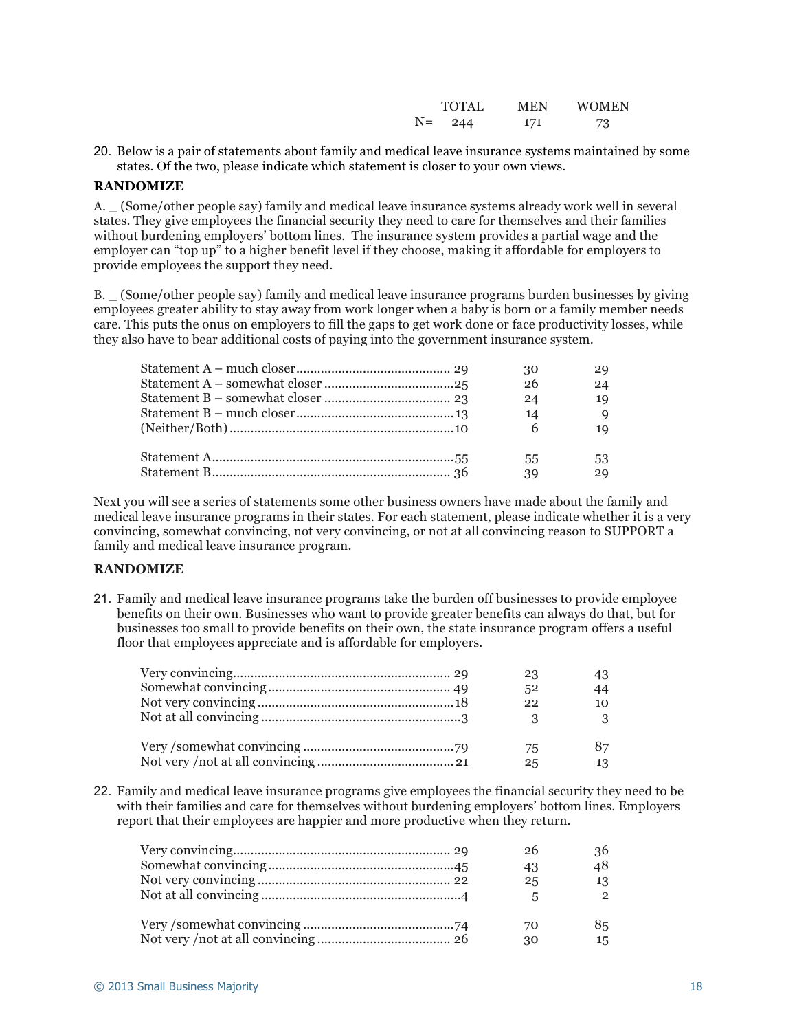| | TOTAL | MEN | WOMEN |
|---|---|---|---|
| N= | 244 | 171 | 73 |

20. Below is a pair of statements about family and medical leave insurance systems maintained by some states. Of the two, please indicate which statement is closer to your own views.

**RANDOMIZE**

A. _ (Some/other people say) family and medical leave insurance systems already work well in several states. They give employees the financial security they need to care for themselves and their families without burdening employers' bottom lines. The insurance system provides a partial wage and the employer can "top up" to a higher benefit level if they choose, making it affordable for employers to provide employees the support they need.

B. _ (Some/other people say) family and medical leave insurance programs burden businesses by giving employees greater ability to stay away from work longer when a baby is born or a family member needs care. This puts the onus on employers to fill the gaps to get work done or face productivity losses, while they also have to bear additional costs of paying into the government insurance system.

| | TOTAL | MEN | WOMEN |
|---|---|---|---|
| Statement A – much closer | 29 | 30 | 29 |
| Statement A – somewhat closer | 25 | 26 | 24 |
| Statement B – somewhat closer | 23 | 24 | 19 |
| Statement B – much closer | 13 | 14 | 9 |
| (Neither/Both) | 10 | 6 | 19 |
| | | | |
| Statement A | 55 | 55 | 53 |
| Statement B | 36 | 39 | 29 |

Next you will see a series of statements some other business owners have made about the family and medical leave insurance programs in their states. For each statement, please indicate whether it is a very convincing, somewhat convincing, not very convincing, or not at all convincing reason to SUPPORT a family and medical leave insurance program.

**RANDOMIZE**

21. Family and medical leave insurance programs take the burden off businesses to provide employee benefits on their own. Businesses who want to provide greater benefits can always do that, but for businesses too small to provide benefits on their own, the state insurance program offers a useful floor that employees appreciate and is affordable for employers.

| | TOTAL | MEN | WOMEN |
|---|---|---|---|
| Very convincing | 29 | 23 | 43 |
| Somewhat convincing | 49 | 52 | 44 |
| Not very convincing | 18 | 22 | 10 |
| Not at all convincing | 3 | 3 | 3 |
| | | | |
| Very /somewhat convincing | 79 | 75 | 87 |
| Not very /not at all convincing | 21 | 25 | 13 |

22. Family and medical leave insurance programs give employees the financial security they need to be with their families and care for themselves without burdening employers' bottom lines. Employers report that their employees are happier and more productive when they return.

| | TOTAL | MEN | WOMEN |
|---|---|---|---|
| Very convincing | 29 | 26 | 36 |
| Somewhat convincing | 45 | 43 | 48 |
| Not very convincing | 22 | 25 | 13 |
| Not at all convincing | 4 | 5 | 2 |
| | | | |
| Very /somewhat convincing | 74 | 70 | 85 |
| Not very /not at all convincing | 26 | 30 | 15 |

© 2013 Small Business Majority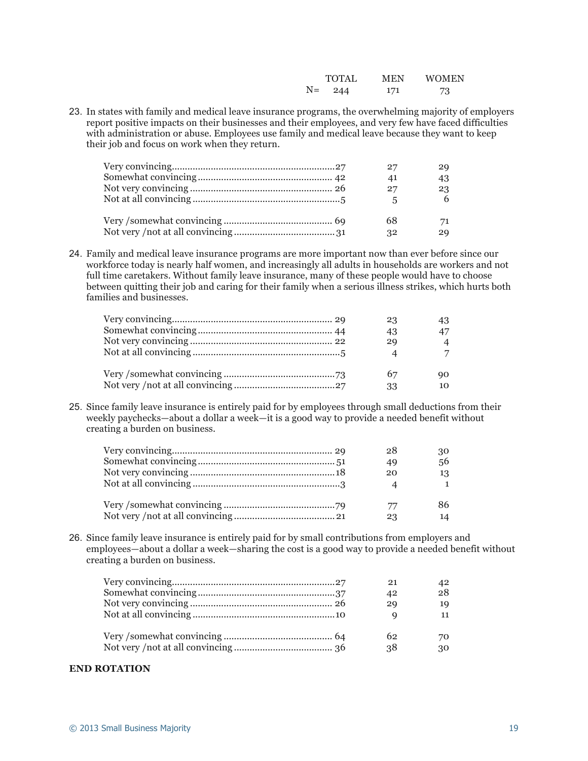| | TOTAL | MEN | WOMEN |
|---|---|---|---|
| N= | 244 | 171 | 73 |

23. In states with family and medical leave insurance programs, the overwhelming majority of employers report positive impacts on their businesses and their employees, and very few have faced difficulties with administration or abuse. Employees use family and medical leave because they want to keep their job and focus on work when they return.

| | TOTAL | MEN | WOMEN |
|---|---|---|---|
| Very convincing | 27 | 27 | 29 |
| Somewhat convincing | 42 | 41 | 43 |
| Not very convincing | 26 | 27 | 23 |
| Not at all convincing | 5 | 5 | 6 |
| Very /somewhat convincing | 69 | 68 | 71 |
| Not very /not at all convincing | 31 | 32 | 29 |

24. Family and medical leave insurance programs are more important now than ever before since our workforce today is nearly half women, and increasingly all adults in households are workers and not full time caretakers. Without family leave insurance, many of these people would have to choose between quitting their job and caring for their family when a serious illness strikes, which hurts both families and businesses.

| | TOTAL | MEN | WOMEN |
|---|---|---|---|
| Very convincing | 29 | 23 | 43 |
| Somewhat convincing | 44 | 43 | 47 |
| Not very convincing | 22 | 29 | 4 |
| Not at all convincing | 5 | 4 | 7 |
| Very /somewhat convincing | 73 | 67 | 90 |
| Not very /not at all convincing | 27 | 33 | 10 |

25. Since family leave insurance is entirely paid for by employees through small deductions from their weekly paychecks—about a dollar a week—it is a good way to provide a needed benefit without creating a burden on business.

| | TOTAL | MEN | WOMEN |
|---|---|---|---|
| Very convincing | 29 | 28 | 30 |
| Somewhat convincing | 51 | 49 | 56 |
| Not very convincing | 18 | 20 | 13 |
| Not at all convincing | 3 | 4 | 1 |
| Very /somewhat convincing | 79 | 77 | 86 |
| Not very /not at all convincing | 21 | 23 | 14 |

26. Since family leave insurance is entirely paid for by small contributions from employers and employees—about a dollar a week—sharing the cost is a good way to provide a needed benefit without creating a burden on business.

| | TOTAL | MEN | WOMEN |
|---|---|---|---|
| Very convincing | 27 | 21 | 42 |
| Somewhat convincing | 37 | 42 | 28 |
| Not very convincing | 26 | 29 | 19 |
| Not at all convincing | 10 | 9 | 11 |
| Very /somewhat convincing | 64 | 62 | 70 |
| Not very /not at all convincing | 36 | 38 | 30 |

**END ROTATION**

© 2013 Small Business Majority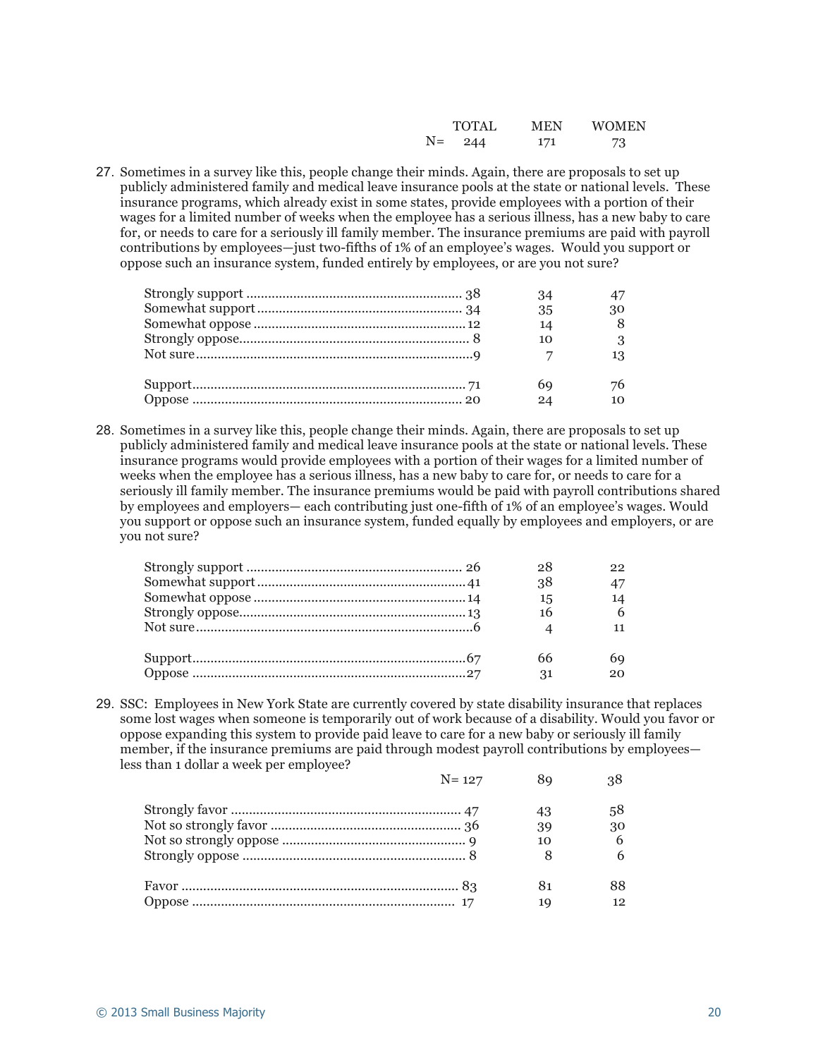| | TOTAL | MEN | WOMEN |
|---|---|---|---|
| N= | 244 | 171 | 73 |

27. Sometimes in a survey like this, people change their minds. Again, there are proposals to set up publicly administered family and medical leave insurance pools at the state or national levels. These insurance programs, which already exist in some states, provide employees with a portion of their wages for a limited number of weeks when the employee has a serious illness, has a new baby to care for, or needs to care for a seriously ill family member. The insurance premiums are paid with payroll contributions by employees—just two-fifths of 1% of an employee's wages. Would you support or oppose such an insurance system, funded entirely by employees, or are you not sure?

| | TOTAL | MEN | WOMEN |
|---|---|---|---|
| Strongly support | 38 | 34 | 47 |
| Somewhat support | 34 | 35 | 30 |
| Somewhat oppose | 12 | 14 | 8 |
| Strongly oppose | 8 | 10 | 3 |
| Not sure | 9 | 7 | 13 |
| | | | |
| Support | 71 | 69 | 76 |
| Oppose | 20 | 24 | 10 |

28. Sometimes in a survey like this, people change their minds. Again, there are proposals to set up publicly administered family and medical leave insurance pools at the state or national levels. These insurance programs would provide employees with a portion of their wages for a limited number of weeks when the employee has a serious illness, has a new baby to care for, or needs to care for a seriously ill family member. The insurance premiums would be paid with payroll contributions shared by employees and employers— each contributing just one-fifth of 1% of an employee's wages. Would you support or oppose such an insurance system, funded equally by employees and employers, or are you not sure?

| | TOTAL | MEN | WOMEN |
|---|---|---|---|
| Strongly support | 26 | 28 | 22 |
| Somewhat support | 41 | 38 | 47 |
| Somewhat oppose | 14 | 15 | 14 |
| Strongly oppose | 13 | 16 | 6 |
| Not sure | 6 | 4 | 11 |
| | | | |
| Support | 67 | 66 | 69 |
| Oppose | 27 | 31 | 20 |

29. SSC: Employees in New York State are currently covered by state disability insurance that replaces some lost wages when someone is temporarily out of work because of a disability. Would you favor or oppose expanding this system to provide paid leave to care for a new baby or seriously ill family member, if the insurance premiums are paid through modest payroll contributions by employees— less than 1 dollar a week per employee?

| | TOTAL | MEN | WOMEN |
|---|---|---|---|
| N= | 127 | 89 | 38 |
| Strongly favor | 47 | 43 | 58 |
| Not so strongly favor | 36 | 39 | 30 |
| Not so strongly oppose | 9 | 10 | 6 |
| Strongly oppose | 8 | 8 | 6 |
| | | | |
| Favor | 83 | 81 | 88 |
| Oppose | 17 | 19 | 12 |

© 2013 Small Business Majority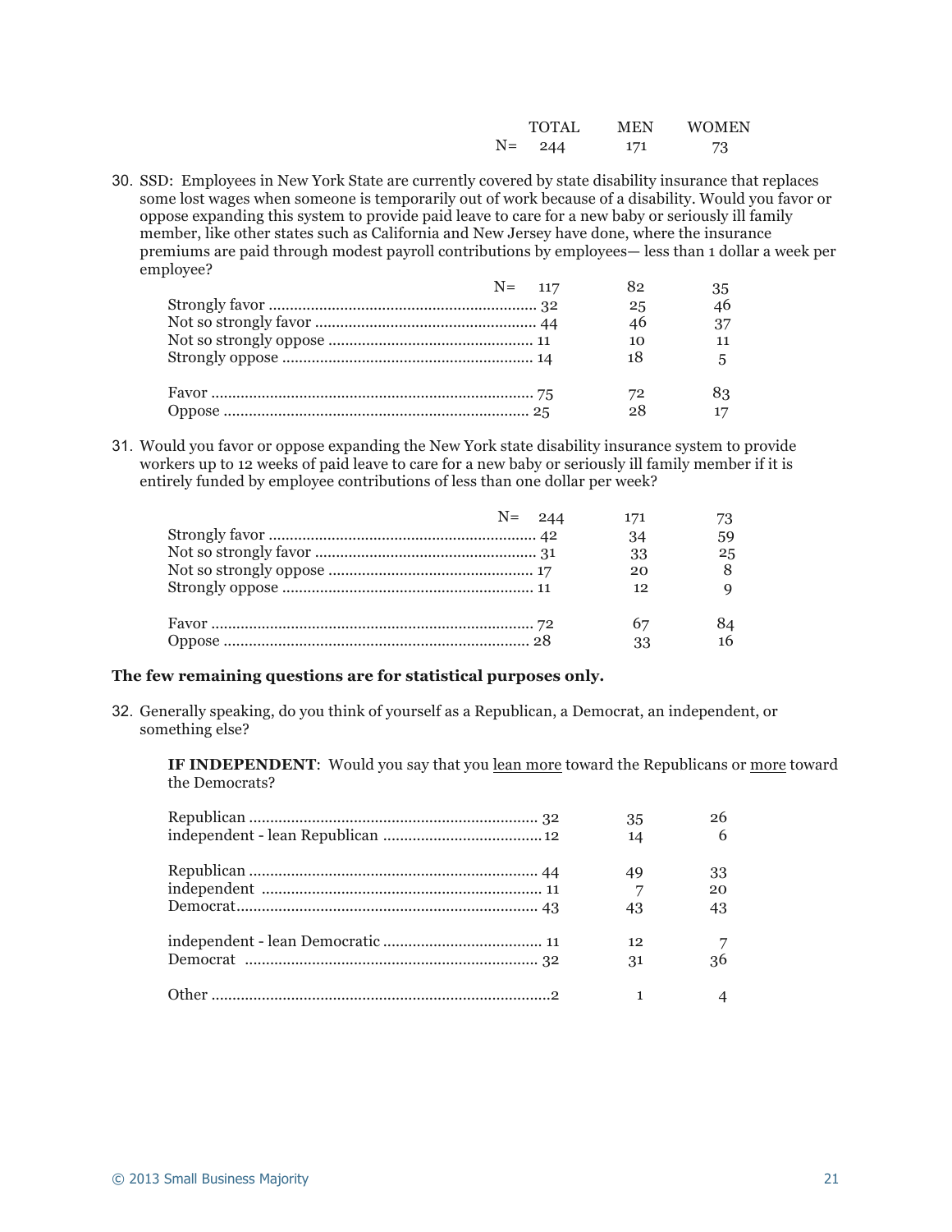| | TOTAL | MEN | WOMEN |
|---|---|---|---|
| N= | 244 | 171 | 73 |

30. SSD: Employees in New York State are currently covered by state disability insurance that replaces some lost wages when someone is temporarily out of work because of a disability. Would you favor or oppose expanding this system to provide paid leave to care for a new baby or seriously ill family member, like other states such as California and New Jersey have done, where the insurance premiums are paid through modest payroll contributions by employees— less than 1 dollar a week per employee?

| | TOTAL | MEN | WOMEN |
|---|---|---|---|
| N= | 117 | 82 | 35 |
| Strongly favor | 32 | 25 | 46 |
| Not so strongly favor | 44 | 46 | 37 |
| Not so strongly oppose | 11 | 10 | 11 |
| Strongly oppose | 14 | 18 | 5 |
| | | | |
| Favor | 75 | 72 | 83 |
| Oppose | 25 | 28 | 17 |

31. Would you favor or oppose expanding the New York state disability insurance system to provide workers up to 12 weeks of paid leave to care for a new baby or seriously ill family member if it is entirely funded by employee contributions of less than one dollar per week?

| | TOTAL | MEN | WOMEN |
|---|---|---|---|
| N= | 244 | 171 | 73 |
| Strongly favor | 42 | 34 | 59 |
| Not so strongly favor | 31 | 33 | 25 |
| Not so strongly oppose | 17 | 20 | 8 |
| Strongly oppose | 11 | 12 | 9 |
| | | | |
| Favor | 72 | 67 | 84 |
| Oppose | 28 | 33 | 16 |

**The few remaining questions are for statistical purposes only.**

32. Generally speaking, do you think of yourself as a Republican, a Democrat, an independent, or something else?

**IF INDEPENDENT**: Would you say that you lean more toward the Republicans or more toward the Democrats?

| | TOTAL | MEN | WOMEN |
|---|---|---|---|
| Republican | 32 | 35 | 26 |
| independent - lean Republican | 12 | 14 | 6 |
| | | | |
| Republican | 44 | 49 | 33 |
| independent | 11 | 7 | 20 |
| Democrat | 43 | 43 | 43 |
| | | | |
| independent - lean Democratic | 11 | 12 | 7 |
| Democrat | 32 | 31 | 36 |
| | | | |
| Other | 2 | 1 | 4 |

© 2013 Small Business Majority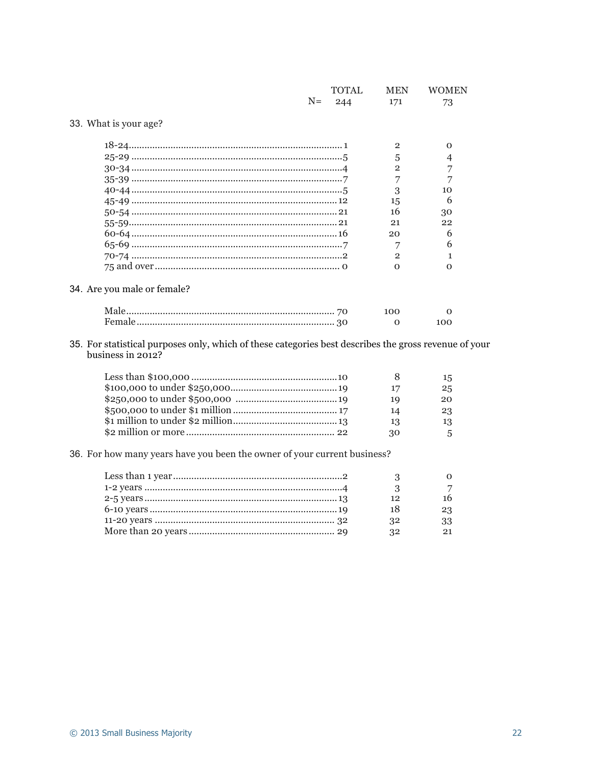| | TOTAL | MEN | WOMEN |
|---|---|---|---|
| N= | 244 | 171 | 73 |

33. What is your age?

| | TOTAL | MEN | WOMEN |
|---|---|---|---|
| 18-24 | 1 | 2 | 0 |
| 25-29 | 5 | 5 | 4 |
| 30-34 | 4 | 2 | 7 |
| 35-39 | 7 | 7 | 7 |
| 40-44 | 5 | 3 | 10 |
| 45-49 | 12 | 15 | 6 |
| 50-54 | 21 | 16 | 30 |
| 55-59 | 21 | 21 | 22 |
| 60-64 | 16 | 20 | 6 |
| 65-69 | 7 | 7 | 6 |
| 70-74 | 2 | 2 | 1 |
| 75 and over | 0 | 0 | 0 |

34. Are you male or female?

| | TOTAL | MEN | WOMEN |
|---|---|---|---|
| Male | 70 | 100 | 0 |
| Female | 30 | 0 | 100 |

35. For statistical purposes only, which of these categories best describes the gross revenue of your business in 2012?

| | TOTAL | MEN | WOMEN |
|---|---|---|---|
| Less than $100,000 | 10 | 8 | 15 |
| $100,000 to under $250,000 | 19 | 17 | 25 |
| $250,000 to under $500,000 | 19 | 19 | 20 |
| $500,000 to under $1 million | 17 | 14 | 23 |
| $1 million to under $2 million | 13 | 13 | 13 |
| $2 million or more | 22 | 30 | 5 |

36. For how many years have you been the owner of your current business?

| | TOTAL | MEN | WOMEN |
|---|---|---|---|
| Less than 1 year | 2 | 3 | 0 |
| 1-2 years | 4 | 3 | 7 |
| 2-5 years | 13 | 12 | 16 |
| 6-10 years | 19 | 18 | 23 |
| 11-20 years | 32 | 32 | 33 |
| More than 20 years | 29 | 32 | 21 |

© 2013 Small Business Majority